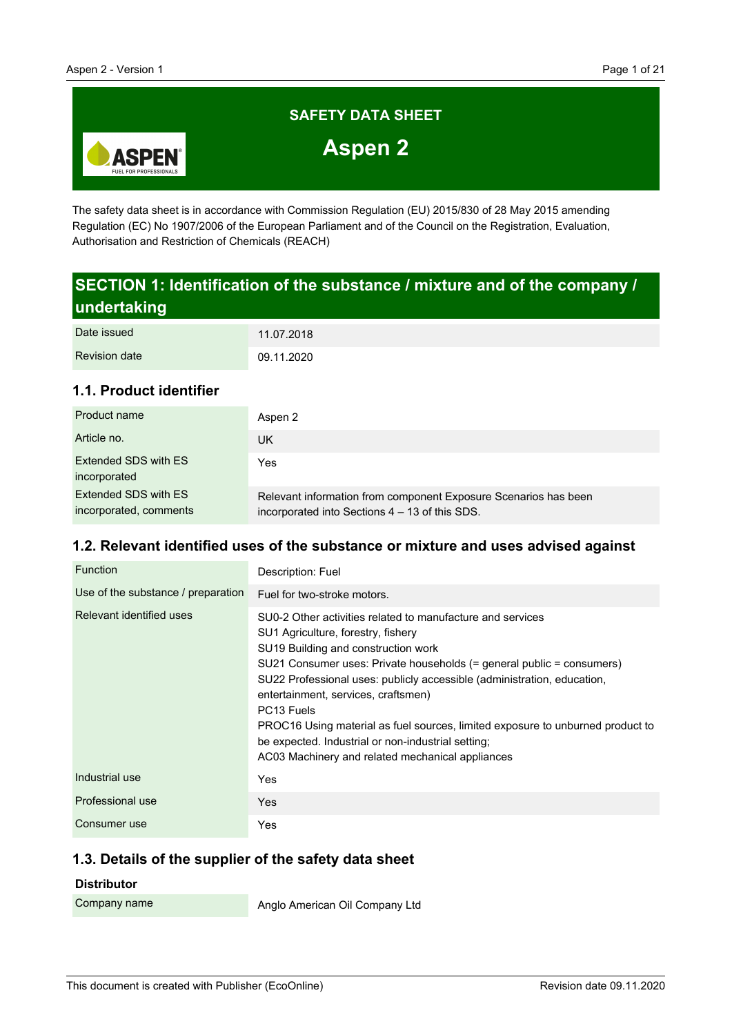# SAFETY DATA SHEET

# Aspen 2

The safety data sheet is in accordance with Commission Regulation (EU) 2015/830 of 28 May 2015 amending Regulation (EC) No 1907/2006 of the European Parliament and of the Council on the Registration, Evaluation, Authorisation and Restriction of Chemicals (REACH)

## SECTION 1: Identification of the substance / mixture and of the company / undertaking

| | |
|---|---|
| Date issued | 11.07.2018 |
| Revision date | 09.11.2020 |

### 1.1. Product identifier

| | |
|---|---|
| Product name | Aspen 2 |
| Article no. | UK |
| Extended SDS with ES incorporated | Yes |
| Extended SDS with ES incorporated, comments | Relevant information from component Exposure Scenarios has been incorporated into Sections 4 – 13 of this SDS. |

### 1.2. Relevant identified uses of the substance or mixture and uses advised against

| | |
|---|---|
| Function | Description: Fuel |
| Use of the substance / preparation | Fuel for two-stroke motors. |
| Relevant identified uses | SU0-2 Other activities related to manufacture and services<br>SU1 Agriculture, forestry, fishery<br>SU19 Building and construction work<br>SU21 Consumer uses: Private households (= general public = consumers)<br>SU22 Professional uses: publicly accessible (administration, education, entertainment, services, craftsmen)<br>PC13 Fuels<br>PROC16 Using material as fuel sources, limited exposure to unburned product to be expected. Industrial or non-industrial setting;<br>AC03 Machinery and related mechanical appliances |
| Industrial use | Yes |
| Professional use | Yes |
| Consumer use | Yes |

### 1.3. Details of the supplier of the safety data sheet

**Distributor**

| | |
|---|---|
| Company name | Anglo American Oil Company Ltd |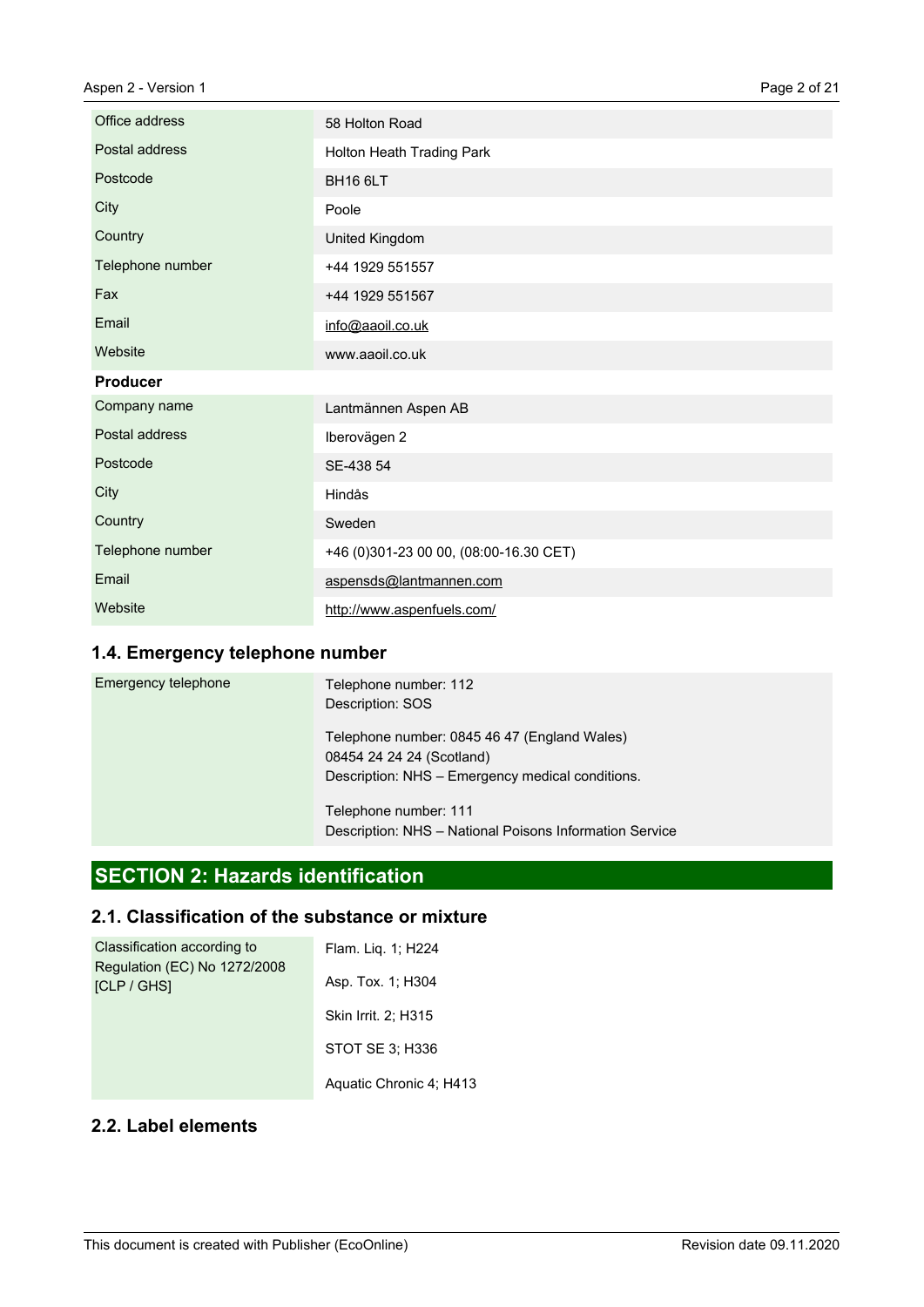| | |
|---|---|
| Office address | 58 Holton Road |
| Postal address | Holton Heath Trading Park |
| Postcode | BH16 6LT |
| City | Poole |
| Country | United Kingdom |
| Telephone number | +44 1929 551557 |
| Fax | +44 1929 551567 |
| Email | info@aaoil.co.uk |
| Website | www.aaoil.co.uk |

**Producer**

| | |
|---|---|
| Company name | Lantmännen Aspen AB |
| Postal address | Iberovägen 2 |
| Postcode | SE-438 54 |
| City | Hindås |
| Country | Sweden |
| Telephone number | +46 (0)301-23 00 00, (08:00-16.30 CET) |
| Email | aspensds@lantmannen.com |
| Website | http://www.aspenfuels.com/ |

### 1.4. Emergency telephone number

| | |
|---|---|
| Emergency telephone | Telephone number: 112<br>Description: SOS<br><br>Telephone number: 0845 46 47 (England Wales)<br>08454 24 24 24 (Scotland)<br>Description: NHS – Emergency medical conditions.<br><br>Telephone number: 111<br>Description: NHS – National Poisons Information Service |

## SECTION 2: Hazards identification

### 2.1. Classification of the substance or mixture

| | |
|---|---|
| Classification according to Regulation (EC) No 1272/2008 [CLP / GHS] | Flam. Liq. 1; H224<br><br>Asp. Tox. 1; H304<br><br>Skin Irrit. 2; H315<br><br>STOT SE 3; H336<br><br>Aquatic Chronic 4; H413 |

### 2.2. Label elements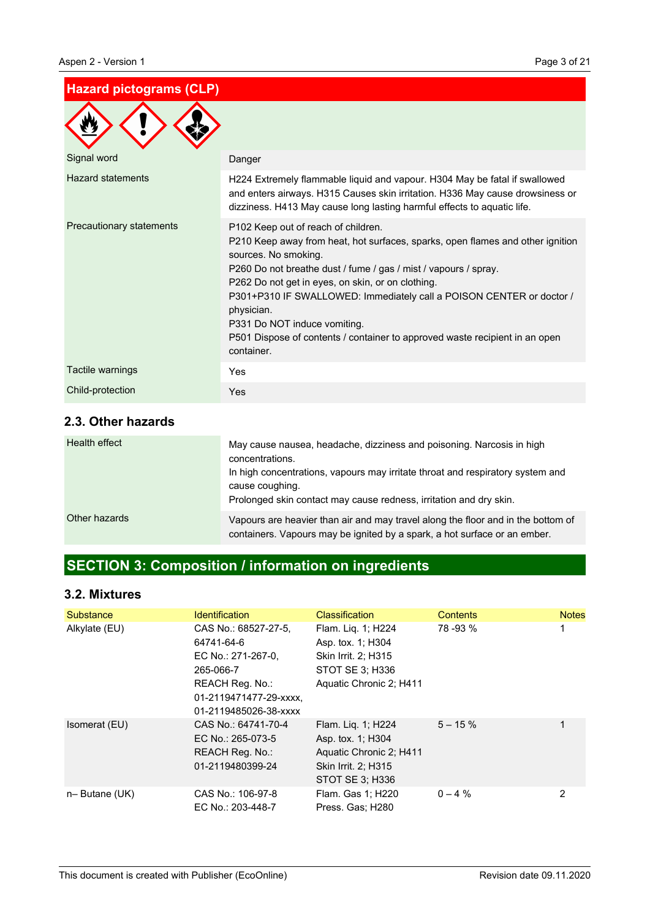## Hazard pictograms (CLP)

| | |
|---|---|
| Signal word | Danger |
| Hazard statements | H224 Extremely flammable liquid and vapour. H304 May be fatal if swallowed and enters airways. H315 Causes skin irritation. H336 May cause drowsiness or dizziness. H413 May cause long lasting harmful effects to aquatic life. |
| Precautionary statements | P102 Keep out of reach of children.<br>P210 Keep away from heat, hot surfaces, sparks, open flames and other ignition sources. No smoking.<br>P260 Do not breathe dust / fume / gas / mist / vapours / spray.<br>P262 Do not get in eyes, on skin, or on clothing.<br>P301+P310 IF SWALLOWED: Immediately call a POISON CENTER or doctor / physician.<br>P331 Do NOT induce vomiting.<br>P501 Dispose of contents / container to approved waste recipient in an open container. |
| Tactile warnings | Yes |
| Child-protection | Yes |

## 2.3. Other hazards

| | |
|---|---|
| Health effect | May cause nausea, headache, dizziness and poisoning. Narcosis in high concentrations.<br>In high concentrations, vapours may irritate throat and respiratory system and cause coughing.<br>Prolonged skin contact may cause redness, irritation and dry skin. |
| Other hazards | Vapours are heavier than air and may travel along the floor and in the bottom of containers. Vapours may be ignited by a spark, a hot surface or an ember. |

# SECTION 3: Composition / information on ingredients

## 3.2. Mixtures

| Substance | Identification | Classification | Contents | Notes |
|---|---|---|---|---|
| Alkylate (EU) | CAS No.: 68527-27-5, 64741-64-6<br>EC No.: 271-267-0, 265-066-7<br>REACH Reg. No.: 01-2119471477-29-xxxx, 01-2119485026-38-xxxx | Flam. Liq. 1; H224<br>Asp. tox. 1; H304<br>Skin Irrit. 2; H315<br>STOT SE 3; H336<br>Aquatic Chronic 2; H411 | 78 -93 % | 1 |
| Isomerat (EU) | CAS No.: 64741-70-4<br>EC No.: 265-073-5<br>REACH Reg. No.: 01-2119480399-24 | Flam. Liq. 1; H224<br>Asp. tox. 1; H304<br>Aquatic Chronic 2; H411<br>Skin Irrit. 2; H315<br>STOT SE 3; H336 | 5 – 15 % | 1 |
| n– Butane (UK) | CAS No.: 106-97-8<br>EC No.: 203-448-7 | Flam. Gas 1; H220<br>Press. Gas; H280 | 0 – 4 % | 2 |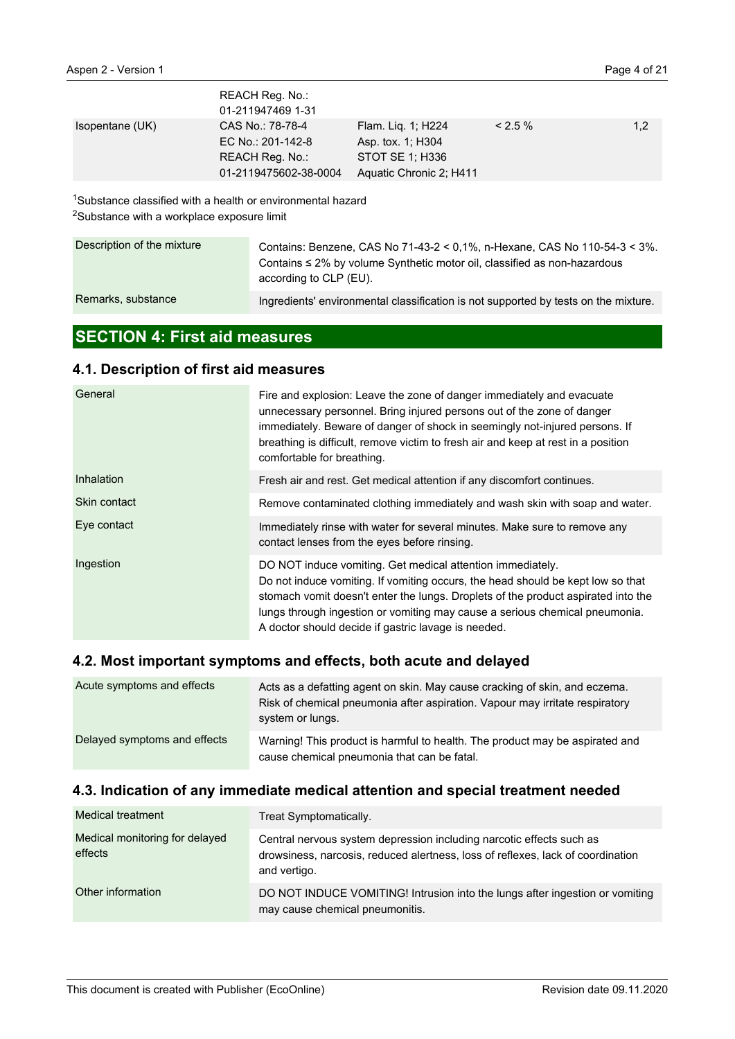|  | REACH Reg. No.: 01-211947469 1-31 |  |  |  |
|---|---|---|---|---|
| Isopentane (UK) | CAS No.: 78-78-4<br>EC No.: 201-142-8<br>REACH Reg. No.: 01-2119475602-38-0004 | Flam. Liq. 1; H224<br>Asp. tox. 1; H304<br>STOT SE 1; H336<br>Aquatic Chronic 2; H411 | < 2.5 % | 1,2 |

[1]Substance classified with a health or environmental hazard
[2]Substance with a workplace exposure limit

| | |
|---|---|
| Description of the mixture | Contains: Benzene, CAS No 71-43-2 < 0,1%, n-Hexane, CAS No 110-54-3 < 3%. Contains ≤ 2% by volume Synthetic motor oil, classified as non-hazardous according to CLP (EU). |
| Remarks, substance | Ingredients' environmental classification is not supported by tests on the mixture. |

## SECTION 4: First aid measures

### 4.1. Description of first aid measures

| | |
|---|---|
| General | Fire and explosion: Leave the zone of danger immediately and evacuate unnecessary personnel. Bring injured persons out of the zone of danger immediately. Beware of danger of shock in seemingly not-injured persons. If breathing is difficult, remove victim to fresh air and keep at rest in a position comfortable for breathing. |
| Inhalation | Fresh air and rest. Get medical attention if any discomfort continues. |
| Skin contact | Remove contaminated clothing immediately and wash skin with soap and water. |
| Eye contact | Immediately rinse with water for several minutes. Make sure to remove any contact lenses from the eyes before rinsing. |
| Ingestion | DO NOT induce vomiting. Get medical attention immediately.<br>Do not induce vomiting. If vomiting occurs, the head should be kept low so that stomach vomit doesn't enter the lungs. Droplets of the product aspirated into the lungs through ingestion or vomiting may cause a serious chemical pneumonia. A doctor should decide if gastric lavage is needed. |

### 4.2. Most important symptoms and effects, both acute and delayed

| | |
|---|---|
| Acute symptoms and effects | Acts as a defatting agent on skin. May cause cracking of skin, and eczema. Risk of chemical pneumonia after aspiration. Vapour may irritate respiratory system or lungs. |
| Delayed symptoms and effects | Warning! This product is harmful to health. The product may be aspirated and cause chemical pneumonia that can be fatal. |

### 4.3. Indication of any immediate medical attention and special treatment needed

| | |
|---|---|
| Medical treatment | Treat Symptomatically. |
| Medical monitoring for delayed effects | Central nervous system depression including narcotic effects such as drowsiness, narcosis, reduced alertness, loss of reflexes, lack of coordination and vertigo. |
| Other information | DO NOT INDUCE VOMITING! Intrusion into the lungs after ingestion or vomiting may cause chemical pneumonitis. |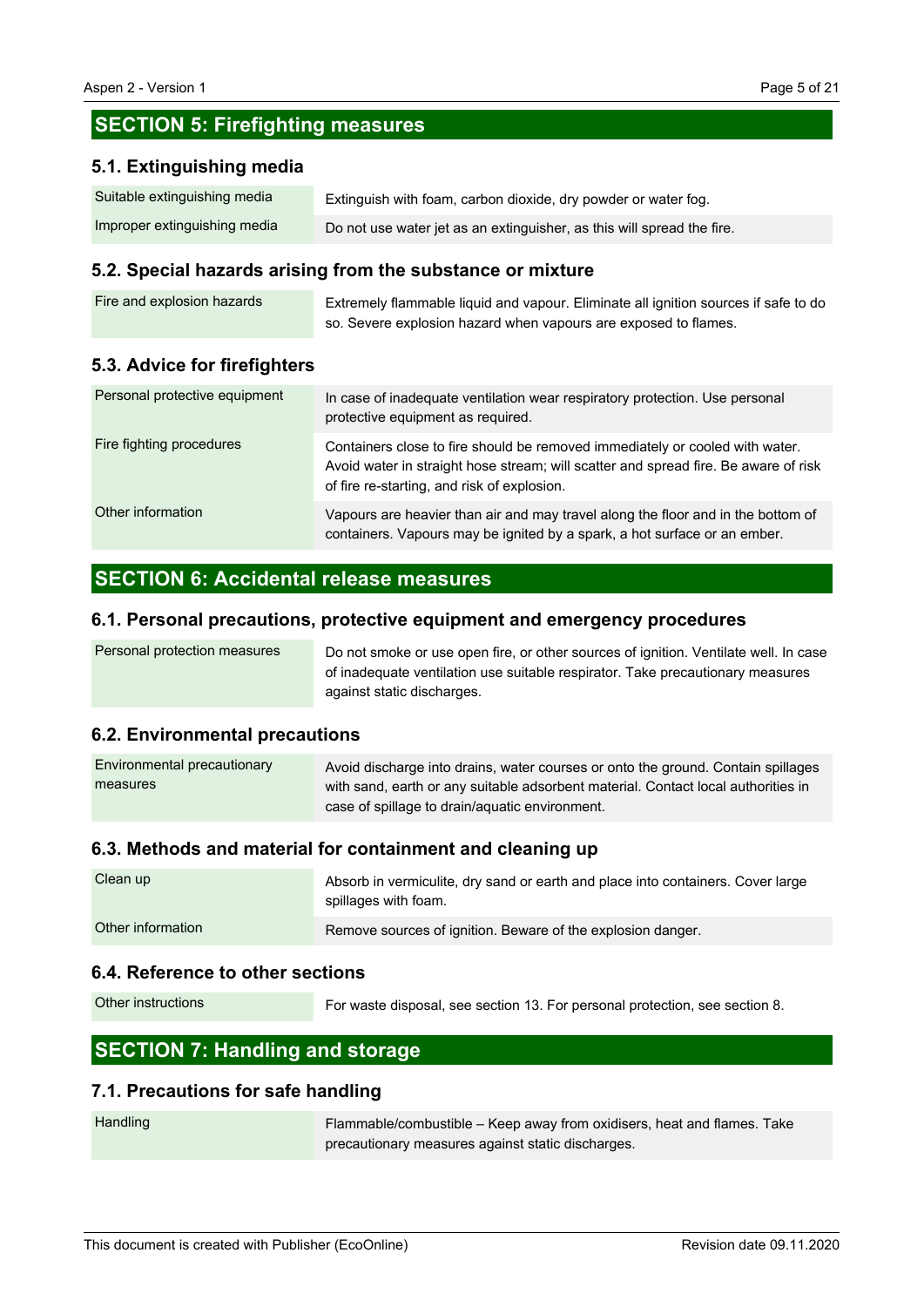## SECTION 5: Firefighting measures

### 5.1. Extinguishing media

| | |
|---|---|
| Suitable extinguishing media | Extinguish with foam, carbon dioxide, dry powder or water fog. |
| Improper extinguishing media | Do not use water jet as an extinguisher, as this will spread the fire. |

### 5.2. Special hazards arising from the substance or mixture

| | |
|---|---|
| Fire and explosion hazards | Extremely flammable liquid and vapour. Eliminate all ignition sources if safe to do so. Severe explosion hazard when vapours are exposed to flames. |

### 5.3. Advice for firefighters

| | |
|---|---|
| Personal protective equipment | In case of inadequate ventilation wear respiratory protection. Use personal protective equipment as required. |
| Fire fighting procedures | Containers close to fire should be removed immediately or cooled with water. Avoid water in straight hose stream; will scatter and spread fire. Be aware of risk of fire re-starting, and risk of explosion. |
| Other information | Vapours are heavier than air and may travel along the floor and in the bottom of containers. Vapours may be ignited by a spark, a hot surface or an ember. |

## SECTION 6: Accidental release measures

### 6.1. Personal precautions, protective equipment and emergency procedures

| | |
|---|---|
| Personal protection measures | Do not smoke or use open fire, or other sources of ignition. Ventilate well. In case of inadequate ventilation use suitable respirator. Take precautionary measures against static discharges. |

### 6.2. Environmental precautions

| | |
|---|---|
| Environmental precautionary measures | Avoid discharge into drains, water courses or onto the ground. Contain spillages with sand, earth or any suitable adsorbent material. Contact local authorities in case of spillage to drain/aquatic environment. |

### 6.3. Methods and material for containment and cleaning up

| | |
|---|---|
| Clean up | Absorb in vermiculite, dry sand or earth and place into containers. Cover large spillages with foam. |
| Other information | Remove sources of ignition. Beware of the explosion danger. |

### 6.4. Reference to other sections

| | |
|---|---|
| Other instructions | For waste disposal, see section 13. For personal protection, see section 8. |

## SECTION 7: Handling and storage

### 7.1. Precautions for safe handling

| | |
|---|---|
| Handling | Flammable/combustible – Keep away from oxidisers, heat and flames. Take precautionary measures against static discharges. |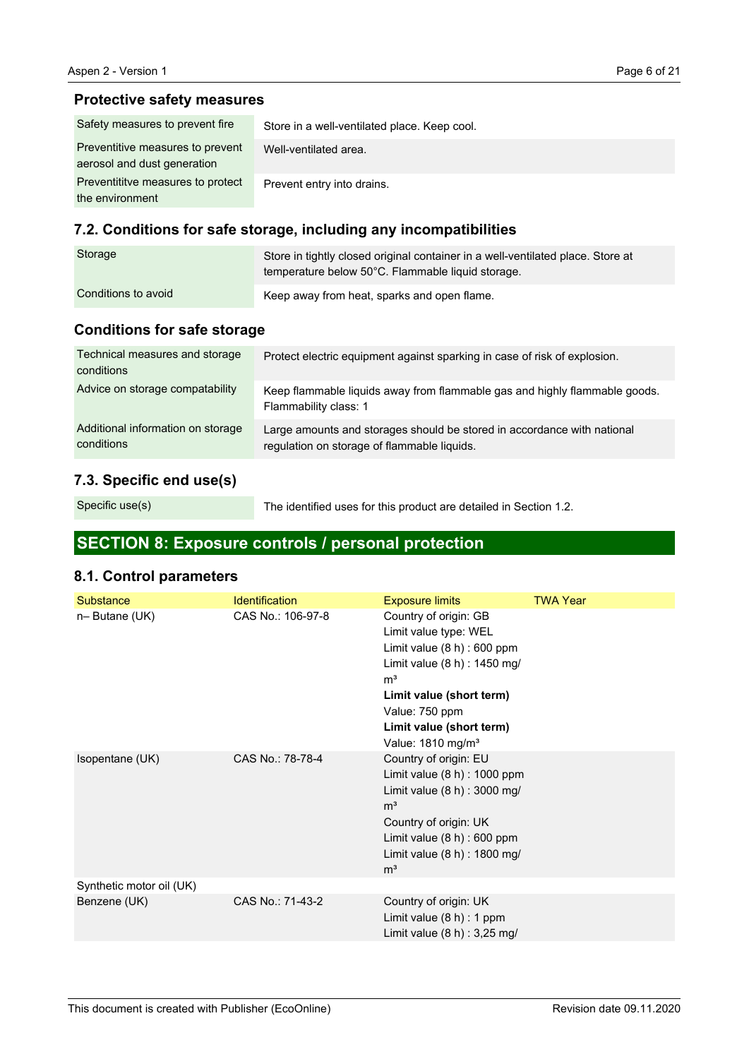### Protective safety measures

| | |
|---|---|
| Safety measures to prevent fire | Store in a well-ventilated place. Keep cool. |
| Preventitive measures to prevent aerosol and dust generation | Well-ventilated area. |
| Preventititve measures to protect the environment | Prevent entry into drains. |

### 7.2. Conditions for safe storage, including any incompatibilities

| | |
|---|---|
| Storage | Store in tightly closed original container in a well-ventilated place. Store at temperature below 50°C. Flammable liquid storage. |
| Conditions to avoid | Keep away from heat, sparks and open flame. |

### Conditions for safe storage

| | |
|---|---|
| Technical measures and storage conditions | Protect electric equipment against sparking in case of risk of explosion. |
| Advice on storage compatability | Keep flammable liquids away from flammable gas and highly flammable goods. Flammability class: 1 |
| Additional information on storage conditions | Large amounts and storages should be stored in accordance with national regulation on storage of flammable liquids. |

### 7.3. Specific end use(s)

| | |
|---|---|
| Specific use(s) | The identified uses for this product are detailed in Section 1.2. |

## SECTION 8: Exposure controls / personal protection

### 8.1. Control parameters

| Substance | Identification | Exposure limits | TWA Year |
|---|---|---|---|
| n– Butane (UK) | CAS No.: 106-97-8 | Country of origin: GB<br>Limit value type: WEL<br>Limit value (8 h) : 600 ppm<br>Limit value (8 h) : 1450 mg/m³<br>**Limit value (short term)**<br>Value: 750 ppm<br>**Limit value (short term)**<br>Value: 1810 mg/m³ | |
| Isopentane (UK) | CAS No.: 78-78-4 | Country of origin: EU<br>Limit value (8 h) : 1000 ppm<br>Limit value (8 h) : 3000 mg/m³<br>Country of origin: UK<br>Limit value (8 h) : 600 ppm<br>Limit value (8 h) : 1800 mg/m³ | |
| Synthetic motor oil (UK) | | | |
| Benzene (UK) | CAS No.: 71-43-2 | Country of origin: UK<br>Limit value (8 h) : 1 ppm<br>Limit value (8 h) : 3,25 mg/ | |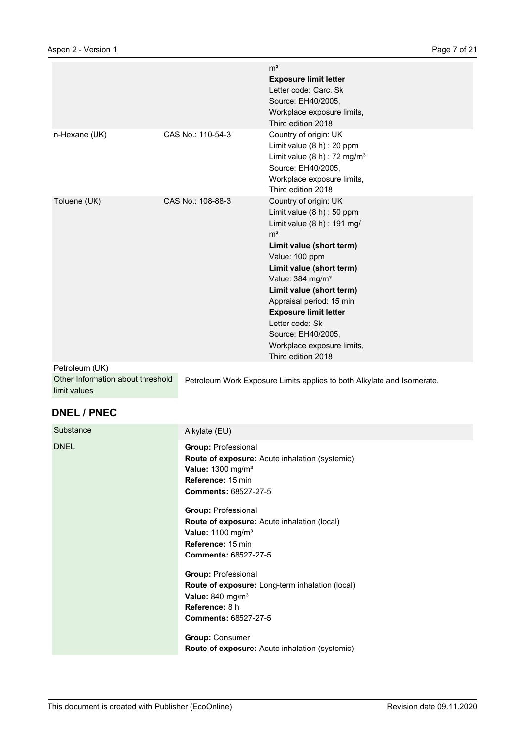| | | |
|---|---|---|
| | | m³<br>**Exposure limit letter**<br>Letter code: Carc, Sk<br>Source: EH40/2005, Workplace exposure limits, Third edition 2018 |
| n-Hexane (UK) | CAS No.: 110-54-3 | Country of origin: UK<br>Limit value (8 h) : 20 ppm<br>Limit value (8 h) : 72 mg/m³<br>Source: EH40/2005, Workplace exposure limits, Third edition 2018 |
| Toluene (UK) | CAS No.: 108-88-3 | Country of origin: UK<br>Limit value (8 h) : 50 ppm<br>Limit value (8 h) : 191 mg/m³<br>**Limit value (short term)**<br>Value: 100 ppm<br>**Limit value (short term)**<br>Value: 384 mg/m³<br>**Limit value (short term)**<br>Appraisal period: 15 min<br>**Exposure limit letter**<br>Letter code: Sk<br>Source: EH40/2005, Workplace exposure limits, Third edition 2018 |

Petroleum (UK)

| | |
|---|---|
| Other Information about threshold limit values | Petroleum Work Exposure Limits applies to both Alkylate and Isomerate. |

## DNEL / PNEC

| | |
|---|---|
| Substance | Alkylate (EU) |
| DNEL | **Group:** Professional<br>**Route of exposure:** Acute inhalation (systemic)<br>**Value:** 1300 mg/m³<br>**Reference:** 15 min<br>**Comments:** 68527-27-5<br><br>**Group:** Professional<br>**Route of exposure:** Acute inhalation (local)<br>**Value:** 1100 mg/m³<br>**Reference:** 15 min<br>**Comments:** 68527-27-5<br><br>**Group:** Professional<br>**Route of exposure:** Long-term inhalation (local)<br>**Value:** 840 mg/m³<br>**Reference:** 8 h<br>**Comments:** 68527-27-5<br><br>**Group:** Consumer<br>**Route of exposure:** Acute inhalation (systemic) |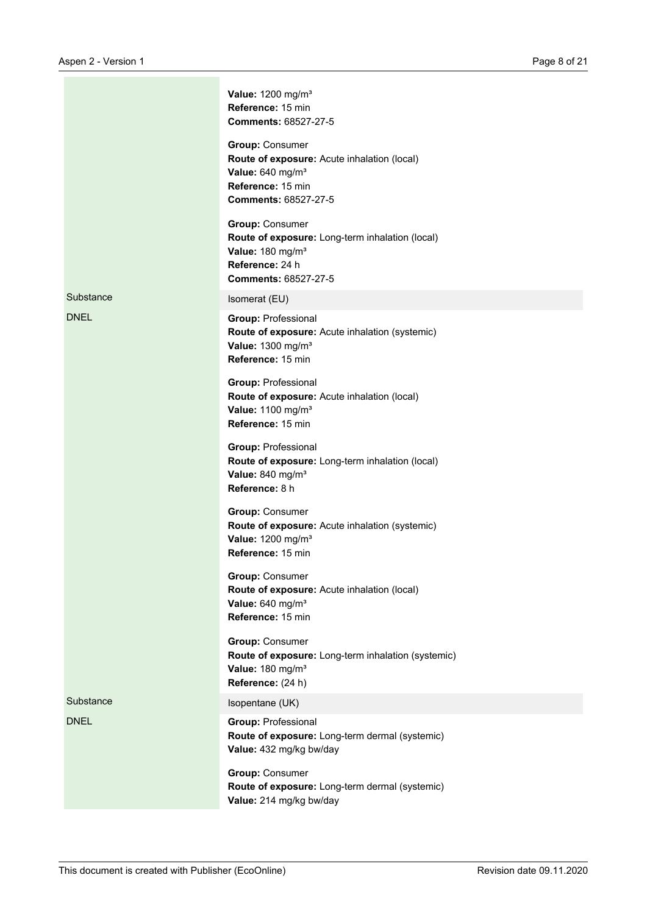| | |
|---|---|
| | **Value:** 1200 mg/m³<br>**Reference:** 15 min<br>**Comments:** 68527-27-5<br><br>**Group:** Consumer<br>**Route of exposure:** Acute inhalation (local)<br>**Value:** 640 mg/m³<br>**Reference:** 15 min<br>**Comments:** 68527-27-5<br><br>**Group:** Consumer<br>**Route of exposure:** Long-term inhalation (local)<br>**Value:** 180 mg/m³<br>**Reference:** 24 h<br>**Comments:** 68527-27-5 |
| Substance | Isomerat (EU) |
| DNEL | **Group:** Professional<br>**Route of exposure:** Acute inhalation (systemic)<br>**Value:** 1300 mg/m³<br>**Reference:** 15 min<br><br>**Group:** Professional<br>**Route of exposure:** Acute inhalation (local)<br>**Value:** 1100 mg/m³<br>**Reference:** 15 min<br><br>**Group:** Professional<br>**Route of exposure:** Long-term inhalation (local)<br>**Value:** 840 mg/m³<br>**Reference:** 8 h<br><br>**Group:** Consumer<br>**Route of exposure:** Acute inhalation (systemic)<br>**Value:** 1200 mg/m³<br>**Reference:** 15 min<br><br>**Group:** Consumer<br>**Route of exposure:** Acute inhalation (local)<br>**Value:** 640 mg/m³<br>**Reference:** 15 min<br><br>**Group:** Consumer<br>**Route of exposure:** Long-term inhalation (systemic)<br>**Value:** 180 mg/m³<br>**Reference:** (24 h) |
| Substance | Isopentane (UK) |
| DNEL | **Group:** Professional<br>**Route of exposure:** Long-term dermal (systemic)<br>**Value:** 432 mg/kg bw/day<br><br>**Group:** Consumer<br>**Route of exposure:** Long-term dermal (systemic)<br>**Value:** 214 mg/kg bw/day |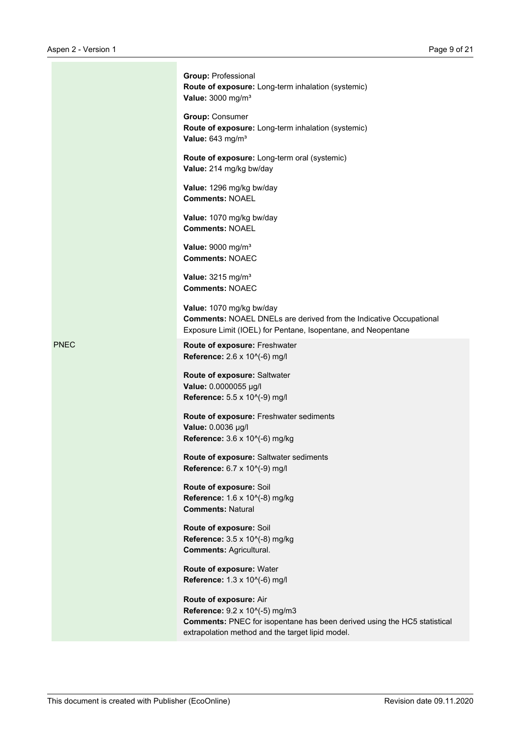| | |
|---|---|
| | **Group:** Professional<br>**Route of exposure:** Long-term inhalation (systemic)<br>**Value:** 3000 mg/m³<br><br>**Group:** Consumer<br>**Route of exposure:** Long-term inhalation (systemic)<br>**Value:** 643 mg/m³<br><br>**Route of exposure:** Long-term oral (systemic)<br>**Value:** 214 mg/kg bw/day<br><br>**Value:** 1296 mg/kg bw/day<br>**Comments:** NOAEL<br><br>**Value:** 1070 mg/kg bw/day<br>**Comments:** NOAEL<br><br>**Value:** 9000 mg/m³<br>**Comments:** NOAEC<br><br>**Value:** 3215 mg/m³<br>**Comments:** NOAEC<br><br>**Value:** 1070 mg/kg bw/day<br>**Comments:** NOAEL DNELs are derived from the Indicative Occupational Exposure Limit (IOEL) for Pentane, Isopentane, and Neopentane |
| PNEC | **Route of exposure:** Freshwater<br>**Reference:** 2.6 x 10^(-6) mg/l<br><br>**Route of exposure:** Saltwater<br>**Value:** 0.0000055 µg/l<br>**Reference:** 5.5 x 10^(-9) mg/l<br><br>**Route of exposure:** Freshwater sediments<br>**Value:** 0.0036 µg/l<br>**Reference:** 3.6 x 10^(-6) mg/kg<br><br>**Route of exposure:** Saltwater sediments<br>**Reference:** 6.7 x 10^(-9) mg/l<br><br>**Route of exposure:** Soil<br>**Reference:** 1.6 x 10^(-8) mg/kg<br>**Comments:** Natural<br><br>**Route of exposure:** Soil<br>**Reference:** 3.5 x 10^(-8) mg/kg<br>**Comments:** Agricultural.<br><br>**Route of exposure:** Water<br>**Reference:** 1.3 x 10^(-6) mg/l<br><br>**Route of exposure:** Air<br>**Reference:** 9.2 x 10^(-5) mg/m3<br>**Comments:** PNEC for isopentane has been derived using the HC5 statistical extrapolation method and the target lipid model. |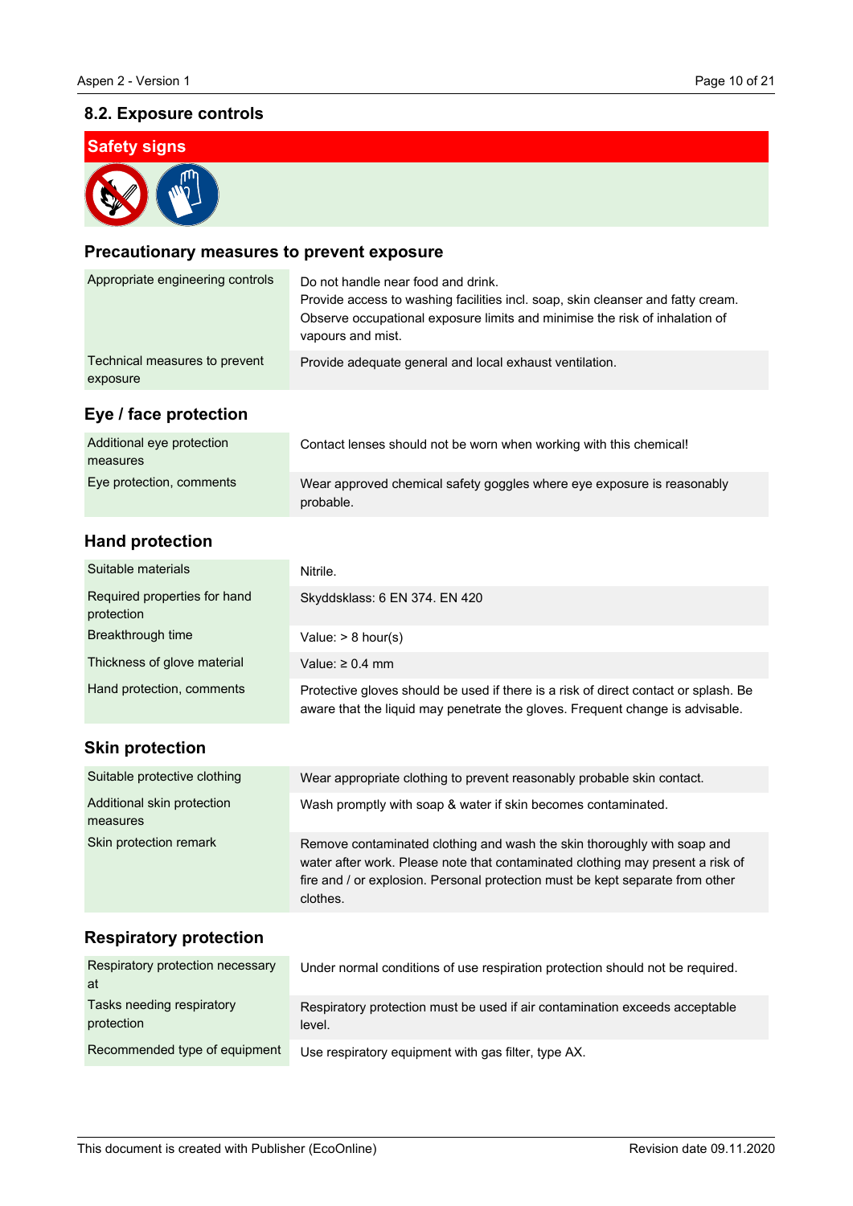## 8.2. Exposure controls

### Safety signs

### Precautionary measures to prevent exposure

| | |
|---|---|
| Appropriate engineering controls | Do not handle near food and drink.<br>Provide access to washing facilities incl. soap, skin cleanser and fatty cream.<br>Observe occupational exposure limits and minimise the risk of inhalation of vapours and mist. |
| Technical measures to prevent exposure | Provide adequate general and local exhaust ventilation. |

### Eye / face protection

| | |
|---|---|
| Additional eye protection measures | Contact lenses should not be worn when working with this chemical! |
| Eye protection, comments | Wear approved chemical safety goggles where eye exposure is reasonably probable. |

### Hand protection

| | |
|---|---|
| Suitable materials | Nitrile. |
| Required properties for hand protection | Skyddsklass: 6 EN 374. EN 420 |
| Breakthrough time | Value: > 8 hour(s) |
| Thickness of glove material | Value: ≥ 0.4 mm |
| Hand protection, comments | Protective gloves should be used if there is a risk of direct contact or splash. Be aware that the liquid may penetrate the gloves. Frequent change is advisable. |

### Skin protection

| | |
|---|---|
| Suitable protective clothing | Wear appropriate clothing to prevent reasonably probable skin contact. |
| Additional skin protection measures | Wash promptly with soap & water if skin becomes contaminated. |
| Skin protection remark | Remove contaminated clothing and wash the skin thoroughly with soap and water after work. Please note that contaminated clothing may present a risk of fire and / or explosion. Personal protection must be kept separate from other clothes. |

### Respiratory protection

| | |
|---|---|
| Respiratory protection necessary at | Under normal conditions of use respiration protection should not be required. |
| Tasks needing respiratory protection | Respiratory protection must be used if air contamination exceeds acceptable level. |
| Recommended type of equipment | Use respiratory equipment with gas filter, type AX. |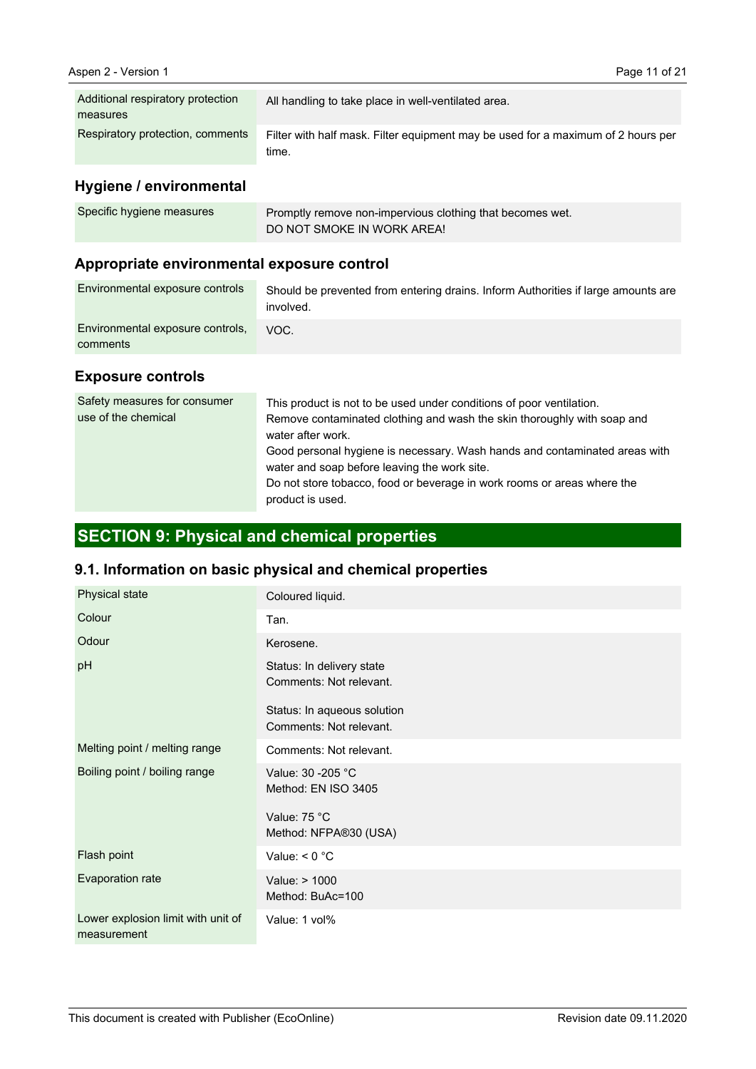| | |
|---|---|
| Additional respiratory protection measures | All handling to take place in well-ventilated area. |
| Respiratory protection, comments | Filter with half mask. Filter equipment may be used for a maximum of 2 hours per time. |

### Hygiene / environmental

| | |
|---|---|
| Specific hygiene measures | Promptly remove non-impervious clothing that becomes wet.<br>DO NOT SMOKE IN WORK AREA! |

### Appropriate environmental exposure control

| | |
|---|---|
| Environmental exposure controls | Should be prevented from entering drains. Inform Authorities if large amounts are involved. |
| Environmental exposure controls, comments | VOC. |

### Exposure controls

| | |
|---|---|
| Safety measures for consumer use of the chemical | This product is not to be used under conditions of poor ventilation.<br>Remove contaminated clothing and wash the skin thoroughly with soap and water after work.<br>Good personal hygiene is necessary. Wash hands and contaminated areas with water and soap before leaving the work site.<br>Do not store tobacco, food or beverage in work rooms or areas where the product is used. |

## SECTION 9: Physical and chemical properties

### 9.1. Information on basic physical and chemical properties

| | |
|---|---|
| Physical state | Coloured liquid. |
| Colour | Tan. |
| Odour | Kerosene. |
| pH | Status: In delivery state<br>Comments: Not relevant.<br><br>Status: In aqueous solution<br>Comments: Not relevant. |
| Melting point / melting range | Comments: Not relevant. |
| Boiling point / boiling range | Value: 30 -205 °C<br>Method: EN ISO 3405<br><br>Value: 75 °C<br>Method: NFPA®30 (USA) |
| Flash point | Value: < 0 °C |
| Evaporation rate | Value: > 1000<br>Method: BuAc=100 |
| Lower explosion limit with unit of measurement | Value: 1 vol% |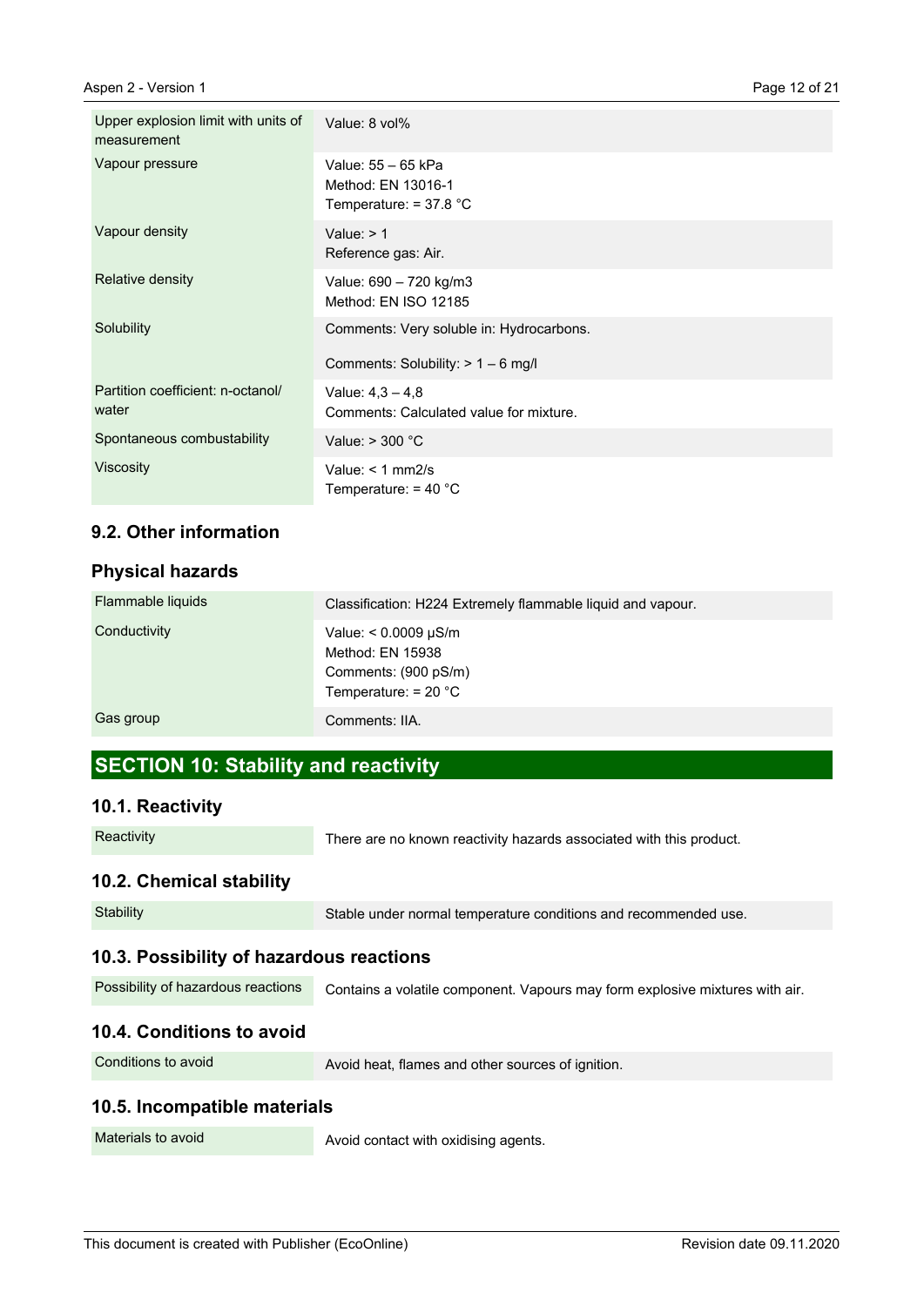| | |
|---|---|
| Upper explosion limit with units of measurement | Value: 8 vol% |
| Vapour pressure | Value: 55 – 65 kPa<br>Method: EN 13016-1<br>Temperature: = 37.8 °C |
| Vapour density | Value: > 1<br>Reference gas: Air. |
| Relative density | Value: 690 – 720 kg/m3<br>Method: EN ISO 12185 |
| Solubility | Comments: Very soluble in: Hydrocarbons.<br><br>Comments: Solubility: > 1 – 6 mg/l |
| Partition coefficient: n-octanol/ water | Value: 4,3 – 4,8<br>Comments: Calculated value for mixture. |
| Spontaneous combustability | Value: > 300 °C |
| Viscosity | Value: < 1 mm2/s<br>Temperature: = 40 °C |

### 9.2. Other information

### Physical hazards

| | |
|---|---|
| Flammable liquids | Classification: H224 Extremely flammable liquid and vapour. |
| Conductivity | Value: < 0.0009 µS/m<br>Method: EN 15938<br>Comments: (900 pS/m)<br>Temperature: = 20 °C |
| Gas group | Comments: IIA. |

## SECTION 10: Stability and reactivity

### 10.1. Reactivity

| | |
|---|---|
| Reactivity | There are no known reactivity hazards associated with this product. |

### 10.2. Chemical stability

| | |
|---|---|
| Stability | Stable under normal temperature conditions and recommended use. |

### 10.3. Possibility of hazardous reactions

| | |
|---|---|
| Possibility of hazardous reactions | Contains a volatile component. Vapours may form explosive mixtures with air. |

### 10.4. Conditions to avoid

| | |
|---|---|
| Conditions to avoid | Avoid heat, flames and other sources of ignition. |

### 10.5. Incompatible materials

| | |
|---|---|
| Materials to avoid | Avoid contact with oxidising agents. |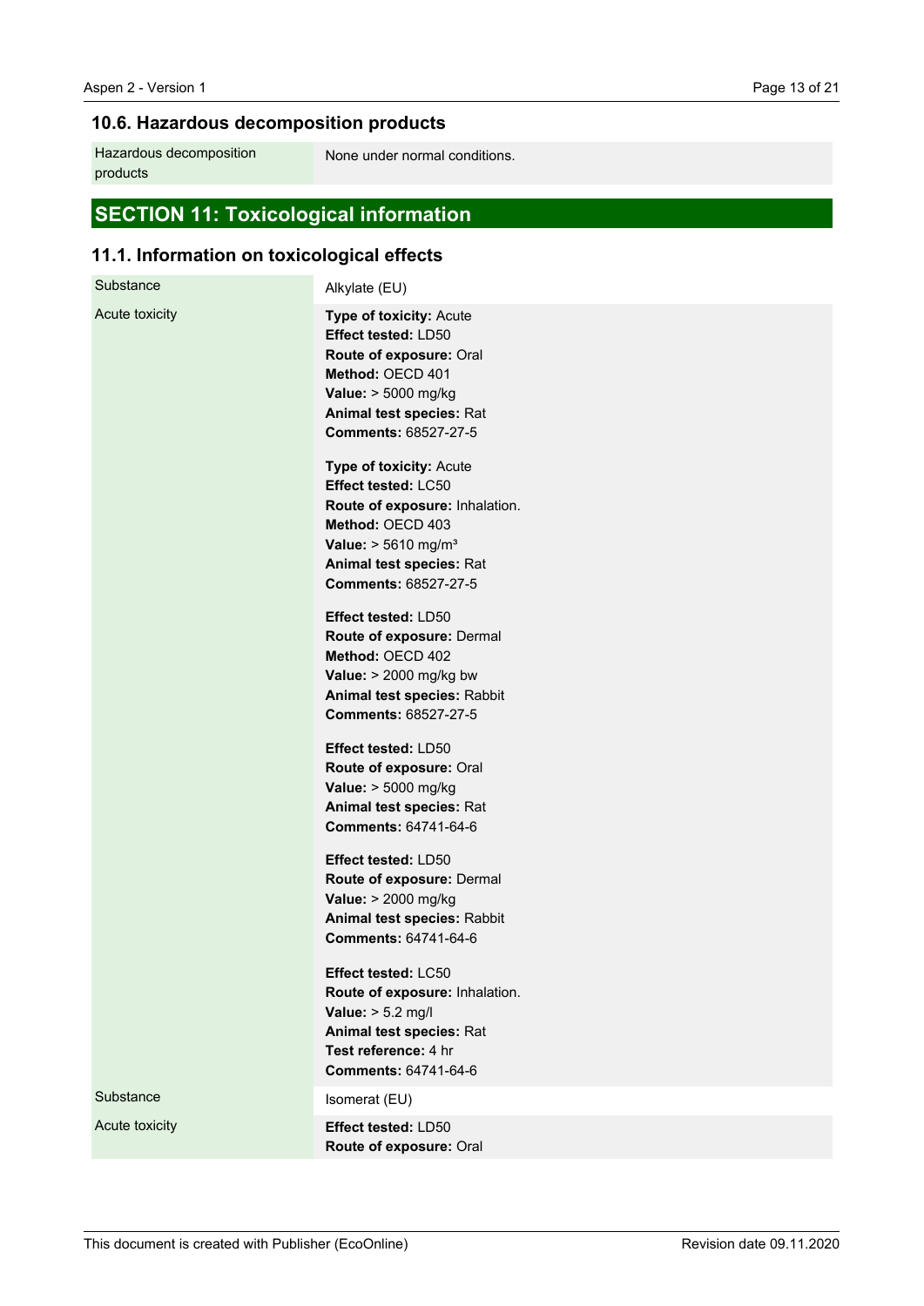## 10.6. Hazardous decomposition products

| Hazardous decomposition products | None under normal conditions. |
|---|---|

## SECTION 11: Toxicological information

### 11.1. Information on toxicological effects

| Substance | Alkylate (EU) |
|---|---|
| Acute toxicity | **Type of toxicity:** Acute<br>**Effect tested:** LD50<br>**Route of exposure:** Oral<br>**Method:** OECD 401<br>**Value:** > 5000 mg/kg<br>**Animal test species:** Rat<br>**Comments:** 68527-27-5<br><br>**Type of toxicity:** Acute<br>**Effect tested:** LC50<br>**Route of exposure:** Inhalation.<br>**Method:** OECD 403<br>**Value:** > 5610 mg/m³<br>**Animal test species:** Rat<br>**Comments:** 68527-27-5<br><br>**Effect tested:** LD50<br>**Route of exposure:** Dermal<br>**Method:** OECD 402<br>**Value:** > 2000 mg/kg bw<br>**Animal test species:** Rabbit<br>**Comments:** 68527-27-5<br><br>**Effect tested:** LD50<br>**Route of exposure:** Oral<br>**Value:** > 5000 mg/kg<br>**Animal test species:** Rat<br>**Comments:** 64741-64-6<br><br>**Effect tested:** LD50<br>**Route of exposure:** Dermal<br>**Value:** > 2000 mg/kg<br>**Animal test species:** Rabbit<br>**Comments:** 64741-64-6<br><br>**Effect tested:** LC50<br>**Route of exposure:** Inhalation.<br>**Value:** > 5.2 mg/l<br>**Animal test species:** Rat<br>**Test reference:** 4 hr<br>**Comments:** 64741-64-6 |
| Substance | Isomerat (EU) |
| Acute toxicity | **Effect tested:** LD50<br>**Route of exposure:** Oral |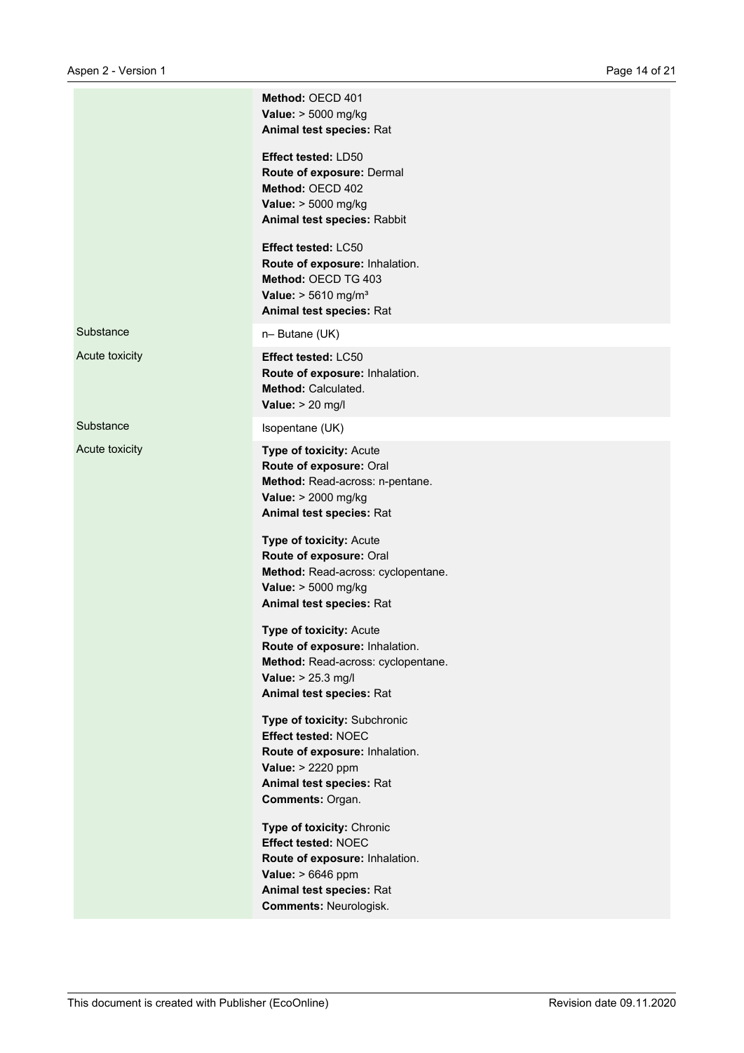| | |
|---|---|
| | **Method:** OECD 401<br>**Value:** > 5000 mg/kg<br>**Animal test species:** Rat<br><br>**Effect tested:** LD50<br>**Route of exposure:** Dermal<br>**Method:** OECD 402<br>**Value:** > 5000 mg/kg<br>**Animal test species:** Rabbit<br><br>**Effect tested:** LC50<br>**Route of exposure:** Inhalation.<br>**Method:** OECD TG 403<br>**Value:** > 5610 mg/m³<br>**Animal test species:** Rat |
| Substance | n– Butane (UK) |
| Acute toxicity | **Effect tested:** LC50<br>**Route of exposure:** Inhalation.<br>**Method:** Calculated.<br>**Value:** > 20 mg/l |
| Substance | Isopentane (UK) |
| Acute toxicity | **Type of toxicity:** Acute<br>**Route of exposure:** Oral<br>**Method:** Read-across: n-pentane.<br>**Value:** > 2000 mg/kg<br>**Animal test species:** Rat<br><br>**Type of toxicity:** Acute<br>**Route of exposure:** Oral<br>**Method:** Read-across: cyclopentane.<br>**Value:** > 5000 mg/kg<br>**Animal test species:** Rat<br><br>**Type of toxicity:** Acute<br>**Route of exposure:** Inhalation.<br>**Method:** Read-across: cyclopentane.<br>**Value:** > 25.3 mg/l<br>**Animal test species:** Rat<br><br>**Type of toxicity:** Subchronic<br>**Effect tested:** NOEC<br>**Route of exposure:** Inhalation.<br>**Value:** > 2220 ppm<br>**Animal test species:** Rat<br>**Comments:** Organ.<br><br>**Type of toxicity:** Chronic<br>**Effect tested:** NOEC<br>**Route of exposure:** Inhalation.<br>**Value:** > 6646 ppm<br>**Animal test species:** Rat<br>**Comments:** Neurologisk. |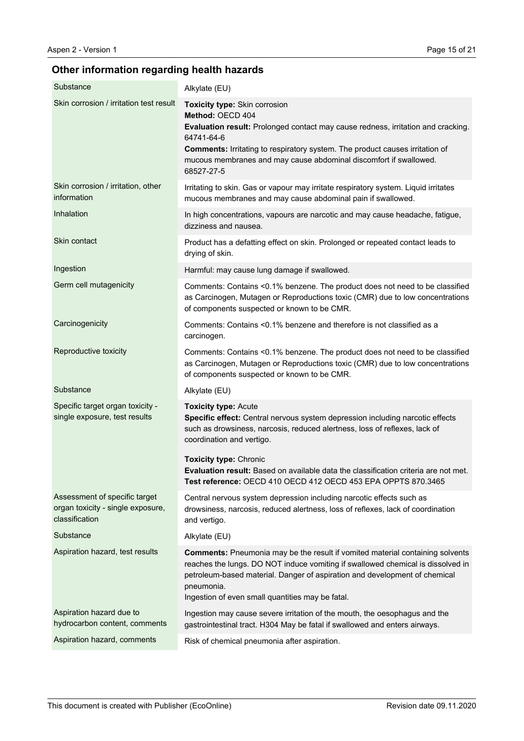## Other information regarding health hazards

| | |
|---|---|
| Substance | Alkylate (EU) |
| Skin corrosion / irritation test result | **Toxicity type:** Skin corrosion<br>**Method:** OECD 404<br>**Evaluation result:** Prolonged contact may cause redness, irritation and cracking. 64741-64-6<br>**Comments:** Irritating to respiratory system. The product causes irritation of mucous membranes and may cause abdominal discomfort if swallowed. 68527-27-5 |
| Skin corrosion / irritation, other information | Irritating to skin. Gas or vapour may irritate respiratory system. Liquid irritates mucous membranes and may cause abdominal pain if swallowed. |
| Inhalation | In high concentrations, vapours are narcotic and may cause headache, fatigue, dizziness and nausea. |
| Skin contact | Product has a defatting effect on skin. Prolonged or repeated contact leads to drying of skin. |
| Ingestion | Harmful: may cause lung damage if swallowed. |
| Germ cell mutagenicity | Comments: Contains <0.1% benzene. The product does not need to be classified as Carcinogen, Mutagen or Reproductions toxic (CMR) due to low concentrations of components suspected or known to be CMR. |
| Carcinogenicity | Comments: Contains <0.1% benzene and therefore is not classified as a carcinogen. |
| Reproductive toxicity | Comments: Contains <0.1% benzene. The product does not need to be classified as Carcinogen, Mutagen or Reproductions toxic (CMR) due to low concentrations of components suspected or known to be CMR. |
| Substance | Alkylate (EU) |
| Specific target organ toxicity - single exposure, test results | **Toxicity type:** Acute<br>**Specific effect:** Central nervous system depression including narcotic effects such as drowsiness, narcosis, reduced alertness, loss of reflexes, lack of coordination and vertigo.<br><br>**Toxicity type:** Chronic<br>**Evaluation result:** Based on available data the classification criteria are not met.<br>**Test reference:** OECD 410 OECD 412 OECD 453 EPA OPPTS 870.3465 |
| Assessment of specific target organ toxicity - single exposure, classification | Central nervous system depression including narcotic effects such as drowsiness, narcosis, reduced alertness, loss of reflexes, lack of coordination and vertigo. |
| Substance | Alkylate (EU) |
| Aspiration hazard, test results | **Comments:** Pneumonia may be the result if vomited material containing solvents reaches the lungs. DO NOT induce vomiting if swallowed chemical is dissolved in petroleum-based material. Danger of aspiration and development of chemical pneumonia.<br>Ingestion of even small quantities may be fatal. |
| Aspiration hazard due to hydrocarbon content, comments | Ingestion may cause severe irritation of the mouth, the oesophagus and the gastrointestinal tract. H304 May be fatal if swallowed and enters airways. |
| Aspiration hazard, comments | Risk of chemical pneumonia after aspiration. |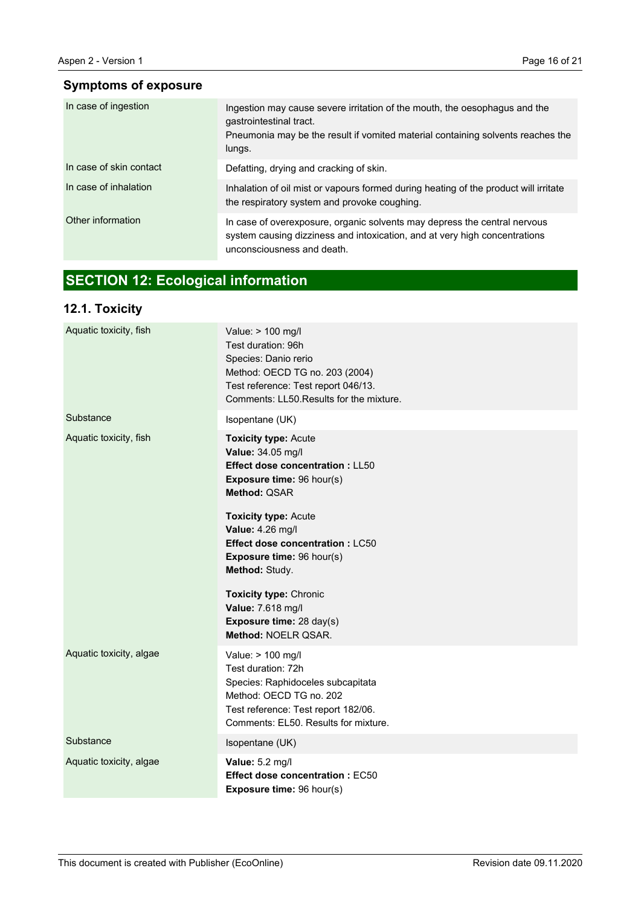### Symptoms of exposure

| | |
|---|---|
| In case of ingestion | Ingestion may cause severe irritation of the mouth, the oesophagus and the gastrointestinal tract.<br>Pneumonia may be the result if vomited material containing solvents reaches the lungs. |
| In case of skin contact | Defatting, drying and cracking of skin. |
| In case of inhalation | Inhalation of oil mist or vapours formed during heating of the product will irritate the respiratory system and provoke coughing. |
| Other information | In case of overexposure, organic solvents may depress the central nervous system causing dizziness and intoxication, and at very high concentrations unconsciousness and death. |

## SECTION 12: Ecological information

### 12.1. Toxicity

| | |
|---|---|
| Aquatic toxicity, fish | Value: > 100 mg/l<br>Test duration: 96h<br>Species: Danio rerio<br>Method: OECD TG no. 203 (2004)<br>Test reference: Test report 046/13.<br>Comments: LL50.Results for the mixture. |
| Substance | Isopentane (UK) |
| Aquatic toxicity, fish | **Toxicity type:** Acute<br>**Value:** 34.05 mg/l<br>**Effect dose concentration :** LL50<br>**Exposure time:** 96 hour(s)<br>**Method:** QSAR<br><br>**Toxicity type:** Acute<br>**Value:** 4.26 mg/l<br>**Effect dose concentration :** LC50<br>**Exposure time:** 96 hour(s)<br>**Method:** Study.<br><br>**Toxicity type:** Chronic<br>**Value:** 7.618 mg/l<br>**Exposure time:** 28 day(s)<br>**Method:** NOELR QSAR. |
| Aquatic toxicity, algae | Value: > 100 mg/l<br>Test duration: 72h<br>Species: Raphidoceles subcapitata<br>Method: OECD TG no. 202<br>Test reference: Test report 182/06.<br>Comments: EL50. Results for mixture. |
| Substance | Isopentane (UK) |
| Aquatic toxicity, algae | **Value:** 5.2 mg/l<br>**Effect dose concentration :** EC50<br>**Exposure time:** 96 hour(s) |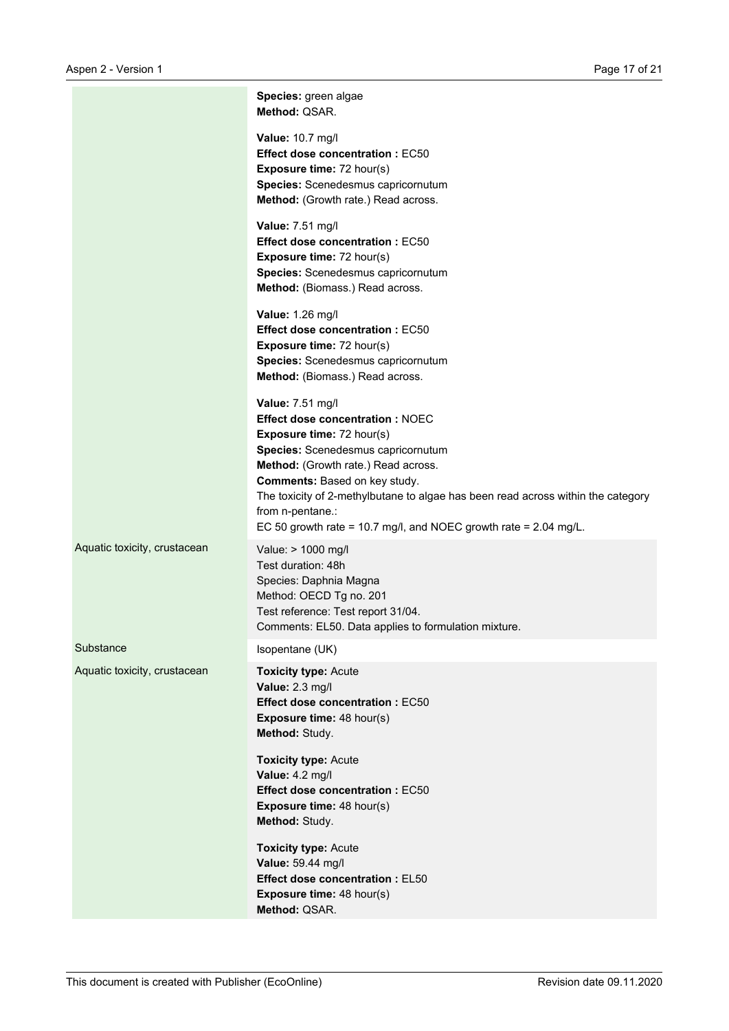| | |
|---|---|
| | **Species:** green algae<br>**Method:** QSAR.<br><br>**Value:** 10.7 mg/l<br>**Effect dose concentration :** EC50<br>**Exposure time:** 72 hour(s)<br>**Species:** Scenedesmus capricornutum<br>**Method:** (Growth rate.) Read across.<br><br>**Value:** 7.51 mg/l<br>**Effect dose concentration :** EC50<br>**Exposure time:** 72 hour(s)<br>**Species:** Scenedesmus capricornutum<br>**Method:** (Biomass.) Read across.<br><br>**Value:** 1.26 mg/l<br>**Effect dose concentration :** EC50<br>**Exposure time:** 72 hour(s)<br>**Species:** Scenedesmus capricornutum<br>**Method:** (Biomass.) Read across.<br><br>**Value:** 7.51 mg/l<br>**Effect dose concentration :** NOEC<br>**Exposure time:** 72 hour(s)<br>**Species:** Scenedesmus capricornutum<br>**Method:** (Growth rate.) Read across.<br>**Comments:** Based on key study.<br>The toxicity of 2-methylbutane to algae has been read across within the category from n-pentane.:<br>EC 50 growth rate = 10.7 mg/l, and NOEC growth rate = 2.04 mg/L. |
| Aquatic toxicity, crustacean | Value: > 1000 mg/l<br>Test duration: 48h<br>Species: Daphnia Magna<br>Method: OECD Tg no. 201<br>Test reference: Test report 31/04.<br>Comments: EL50. Data applies to formulation mixture. |
| Substance | Isopentane (UK) |
| Aquatic toxicity, crustacean | **Toxicity type:** Acute<br>**Value:** 2.3 mg/l<br>**Effect dose concentration :** EC50<br>**Exposure time:** 48 hour(s)<br>**Method:** Study.<br><br>**Toxicity type:** Acute<br>**Value:** 4.2 mg/l<br>**Effect dose concentration :** EC50<br>**Exposure time:** 48 hour(s)<br>**Method:** Study.<br><br>**Toxicity type:** Acute<br>**Value:** 59.44 mg/l<br>**Effect dose concentration :** EL50<br>**Exposure time:** 48 hour(s)<br>**Method:** QSAR. |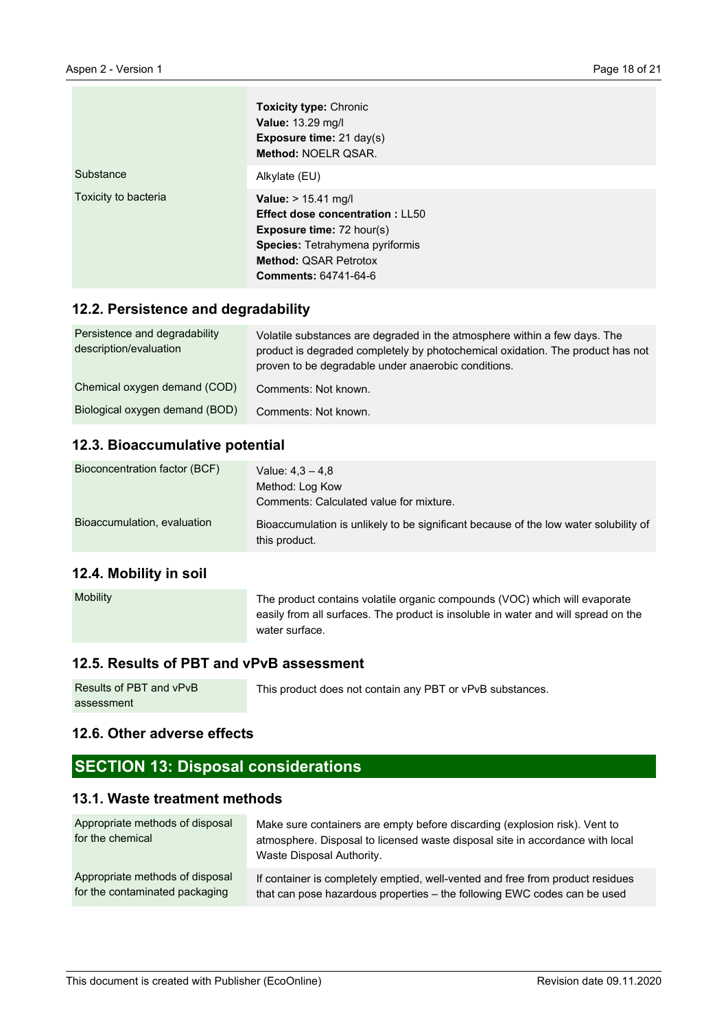| | |
|---|---|
| | **Toxicity type:** Chronic<br>**Value:** 13.29 mg/l<br>**Exposure time:** 21 day(s)<br>**Method:** NOELR QSAR. |
| Substance | Alkylate (EU) |
| Toxicity to bacteria | **Value:** > 15.41 mg/l<br>**Effect dose concentration :** LL50<br>**Exposure time:** 72 hour(s)<br>**Species:** Tetrahymena pyriformis<br>**Method:** QSAR Petrotox<br>**Comments:** 64741-64-6 |

### 12.2. Persistence and degradability

| | |
|---|---|
| Persistence and degradability description/evaluation | Volatile substances are degraded in the atmosphere within a few days. The product is degraded completely by photochemical oxidation. The product has not proven to be degradable under anaerobic conditions. |
| Chemical oxygen demand (COD) | Comments: Not known. |
| Biological oxygen demand (BOD) | Comments: Not known. |

### 12.3. Bioaccumulative potential

| | |
|---|---|
| Bioconcentration factor (BCF) | Value: 4,3 – 4,8<br>Method: Log Kow<br>Comments: Calculated value for mixture. |
| Bioaccumulation, evaluation | Bioaccumulation is unlikely to be significant because of the low water solubility of this product. |

### 12.4. Mobility in soil

| | |
|---|---|
| Mobility | The product contains volatile organic compounds (VOC) which will evaporate easily from all surfaces. The product is insoluble in water and will spread on the water surface. |

### 12.5. Results of PBT and vPvB assessment

| | |
|---|---|
| Results of PBT and vPvB assessment | This product does not contain any PBT or vPvB substances. |

### 12.6. Other adverse effects

## SECTION 13: Disposal considerations

### 13.1. Waste treatment methods

| | |
|---|---|
| Appropriate methods of disposal for the chemical | Make sure containers are empty before discarding (explosion risk). Vent to atmosphere. Disposal to licensed waste disposal site in accordance with local Waste Disposal Authority. |
| Appropriate methods of disposal for the contaminated packaging | If container is completely emptied, well-vented and free from product residues that can pose hazardous properties – the following EWC codes can be used |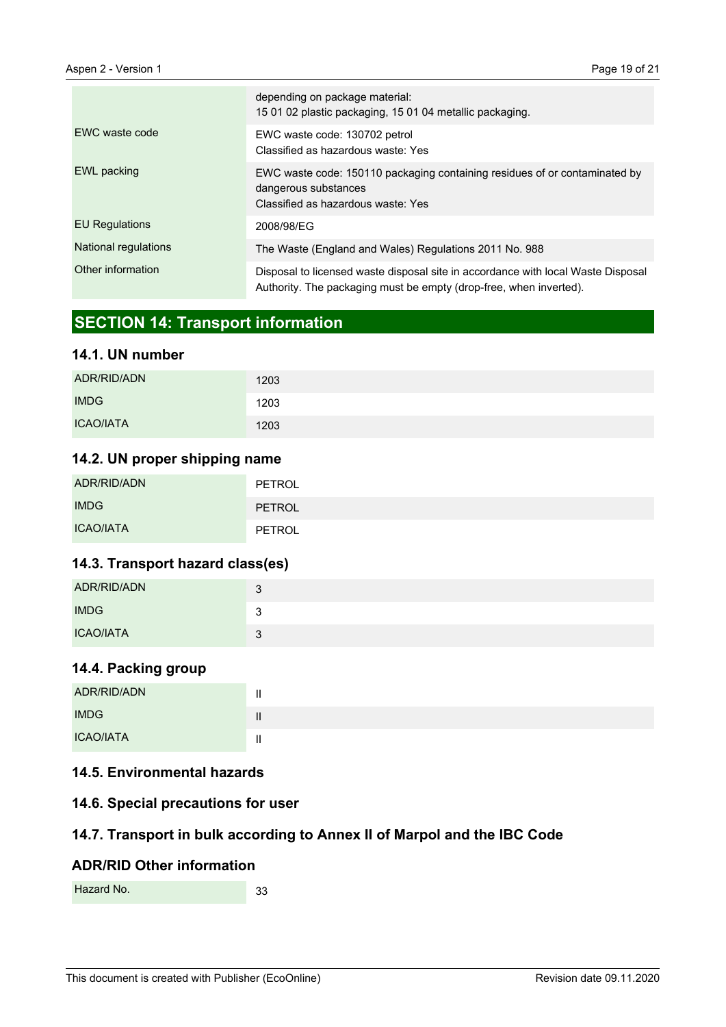| | |
|---|---|
| | depending on package material:<br>15 01 02 plastic packaging, 15 01 04 metallic packaging. |
| EWC waste code | EWC waste code: 130702 petrol<br>Classified as hazardous waste: Yes |
| EWL packing | EWC waste code: 150110 packaging containing residues of or contaminated by dangerous substances<br>Classified as hazardous waste: Yes |
| EU Regulations | 2008/98/EG |
| National regulations | The Waste (England and Wales) Regulations 2011 No. 988 |
| Other information | Disposal to licensed waste disposal site in accordance with local Waste Disposal Authority. The packaging must be empty (drop-free, when inverted). |

## SECTION 14: Transport information

### 14.1. UN number

| | |
|---|---|
| ADR/RID/ADN | 1203 |
| IMDG | 1203 |
| ICAO/IATA | 1203 |

### 14.2. UN proper shipping name

| | |
|---|---|
| ADR/RID/ADN | PETROL |
| IMDG | PETROL |
| ICAO/IATA | PETROL |

### 14.3. Transport hazard class(es)

| | |
|---|---|
| ADR/RID/ADN | 3 |
| IMDG | 3 |
| ICAO/IATA | 3 |

### 14.4. Packing group

| | |
|---|---|
| ADR/RID/ADN | II |
| IMDG | II |
| ICAO/IATA | II |

### 14.5. Environmental hazards

### 14.6. Special precautions for user

### 14.7. Transport in bulk according to Annex II of Marpol and the IBC Code

### ADR/RID Other information

| | |
|---|---|
| Hazard No. | 33 |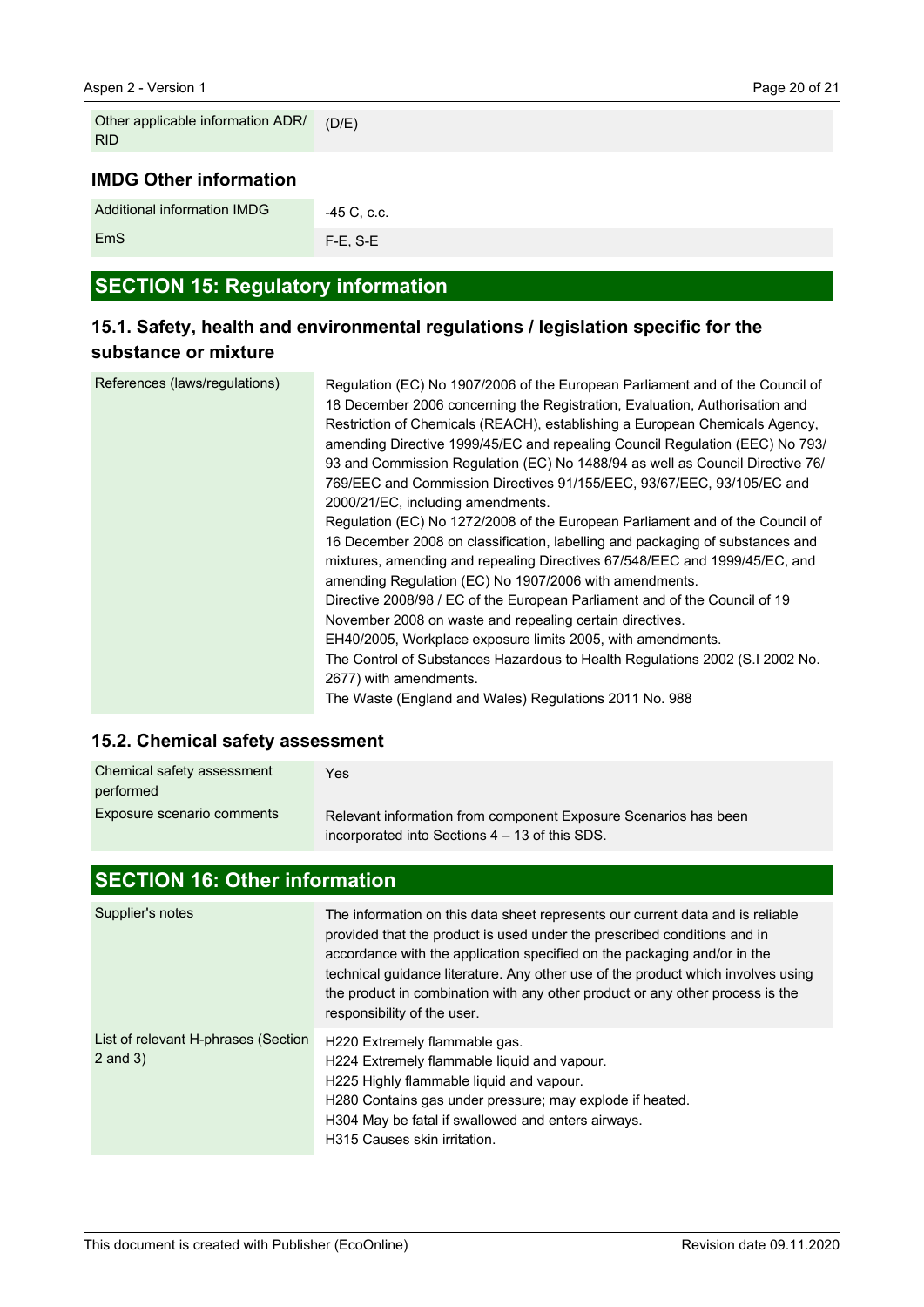| Other applicable information ADR/ RID | (D/E) |
|---|---|

### IMDG Other information

| Additional information IMDG | -45 C, c.c. |
|---|---|
| EmS | F-E, S-E |

## SECTION 15: Regulatory information

### 15.1. Safety, health and environmental regulations / legislation specific for the substance or mixture

| References (laws/regulations) | Regulation (EC) No 1907/2006 of the European Parliament and of the Council of 18 December 2006 concerning the Registration, Evaluation, Authorisation and Restriction of Chemicals (REACH), establishing a European Chemicals Agency, amending Directive 1999/45/EC and repealing Council Regulation (EEC) No 793/93 and Commission Regulation (EC) No 1488/94 as well as Council Directive 76/769/EEC and Commission Directives 91/155/EEC, 93/67/EEC, 93/105/EC and 2000/21/EC, including amendments.<br>Regulation (EC) No 1272/2008 of the European Parliament and of the Council of 16 December 2008 on classification, labelling and packaging of substances and mixtures, amending and repealing Directives 67/548/EEC and 1999/45/EC, and amending Regulation (EC) No 1907/2006 with amendments.<br>Directive 2008/98 / EC of the European Parliament and of the Council of 19 November 2008 on waste and repealing certain directives.<br>EH40/2005, Workplace exposure limits 2005, with amendments.<br>The Control of Substances Hazardous to Health Regulations 2002 (S.I 2002 No. 2677) with amendments.<br>The Waste (England and Wales) Regulations 2011 No. 988 |
|---|---|

### 15.2. Chemical safety assessment

| Chemical safety assessment performed | Yes |
|---|---|
| Exposure scenario comments | Relevant information from component Exposure Scenarios has been incorporated into Sections 4 – 13 of this SDS. |

## SECTION 16: Other information

| Supplier's notes | The information on this data sheet represents our current data and is reliable provided that the product is used under the prescribed conditions and in accordance with the application specified on the packaging and/or in the technical guidance literature. Any other use of the product which involves using the product in combination with any other product or any other process is the responsibility of the user. |
|---|---|
| List of relevant H-phrases (Section 2 and 3) | H220 Extremely flammable gas.<br>H224 Extremely flammable liquid and vapour.<br>H225 Highly flammable liquid and vapour.<br>H280 Contains gas under pressure; may explode if heated.<br>H304 May be fatal if swallowed and enters airways.<br>H315 Causes skin irritation. |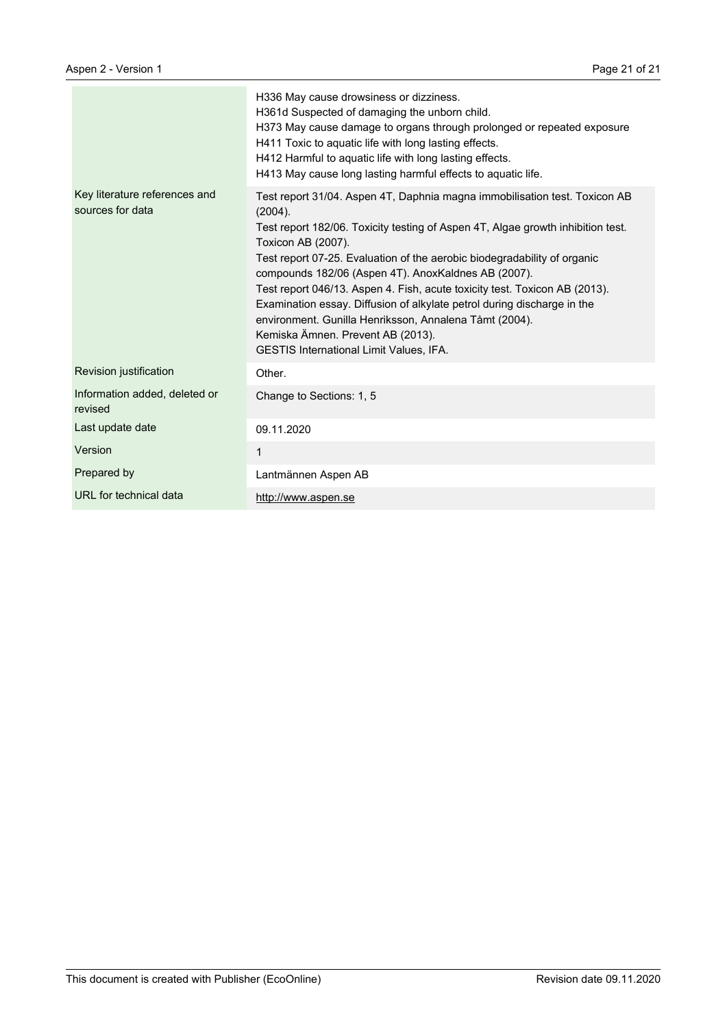| | |
|---|---|
| | H336 May cause drowsiness or dizziness.<br>H361d Suspected of damaging the unborn child.<br>H373 May cause damage to organs through prolonged or repeated exposure<br>H411 Toxic to aquatic life with long lasting effects.<br>H412 Harmful to aquatic life with long lasting effects.<br>H413 May cause long lasting harmful effects to aquatic life. |
| Key literature references and sources for data | Test report 31/04. Aspen 4T, Daphnia magna immobilisation test. Toxicon AB (2004).<br>Test report 182/06. Toxicity testing of Aspen 4T, Algae growth inhibition test. Toxicon AB (2007).<br>Test report 07-25. Evaluation of the aerobic biodegradability of organic compounds 182/06 (Aspen 4T). AnoxKaldnes AB (2007).<br>Test report 046/13. Aspen 4. Fish, acute toxicity test. Toxicon AB (2013).<br>Examination essay. Diffusion of alkylate petrol during discharge in the environment. Gunilla Henriksson, Annalena Tåmt (2004).<br>Kemiska Ämnen. Prevent AB (2013).<br>GESTIS International Limit Values, IFA. |
| Revision justification | Other. |
| Information added, deleted or revised | Change to Sections: 1, 5 |
| Last update date | 09.11.2020 |
| Version | 1 |
| Prepared by | Lantmännen Aspen AB |
| URL for technical data | http://www.aspen.se |